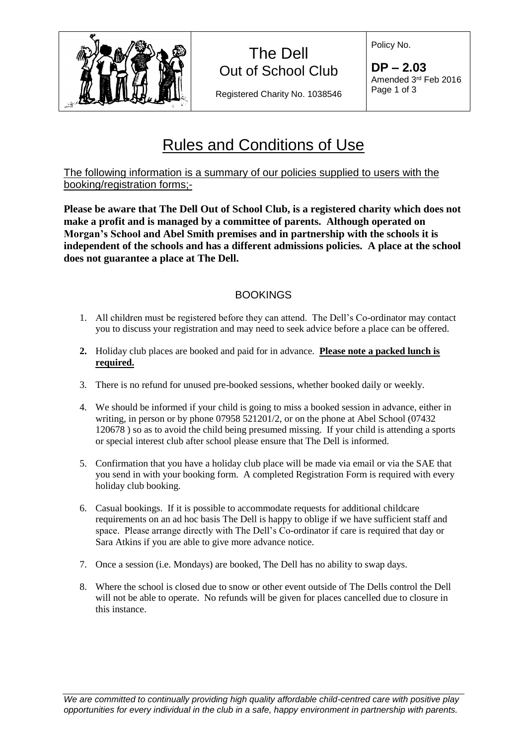| | The Dell<br>Out of School Club<br><br>Registered Charity No. 1038546 | Policy No.<br><br>**DP – 2.03**<br>Amended 3rd Feb 2016 |
|---|---|---|

# Rules and Conditions of Use

The following information is a summary of our policies supplied to users with the booking/registration forms;-

**Please be aware that The Dell Out of School Club, is a registered charity which does not make a profit and is managed by a committee of parents. Although operated on Morgan's School and Abel Smith premises and in partnership with the schools it is independent of the schools and has a different admissions policies. A place at the school does not guarantee a place at The Dell.**

## BOOKINGS

1. All children must be registered before they can attend. The Dell's Co-ordinator may contact you to discuss your registration and may need to seek advice before a place can be offered.
2. Holiday club places are booked and paid for in advance. **Please note a packed lunch is required.**
3. There is no refund for unused pre-booked sessions, whether booked daily or weekly.
4. We should be informed if your child is going to miss a booked session in advance, either in writing, in person or by phone 07958 521201/2, or on the phone at Abel School (07432 120678 ) so as to avoid the child being presumed missing. If your child is attending a sports or special interest club after school please ensure that The Dell is informed.
5. Confirmation that you have a holiday club place will be made via email or via the SAE that you send in with your booking form. A completed Registration Form is required with every holiday club booking.
6. Casual bookings. If it is possible to accommodate requests for additional childcare requirements on an ad hoc basis The Dell is happy to oblige if we have sufficient staff and space. Please arrange directly with The Dell's Co-ordinator if care is required that day or Sara Atkins if you are able to give more advance notice.
7. Once a session (i.e. Mondays) are booked, The Dell has no ability to swap days.
8. Where the school is closed due to snow or other event outside of The Dells control the Dell will not be able to operate. No refunds will be given for places cancelled due to closure in this instance.

*We are committed to continually providing high quality affordable child-centred care with positive play opportunities for every individual in the club in a safe, happy environment in partnership with parents.*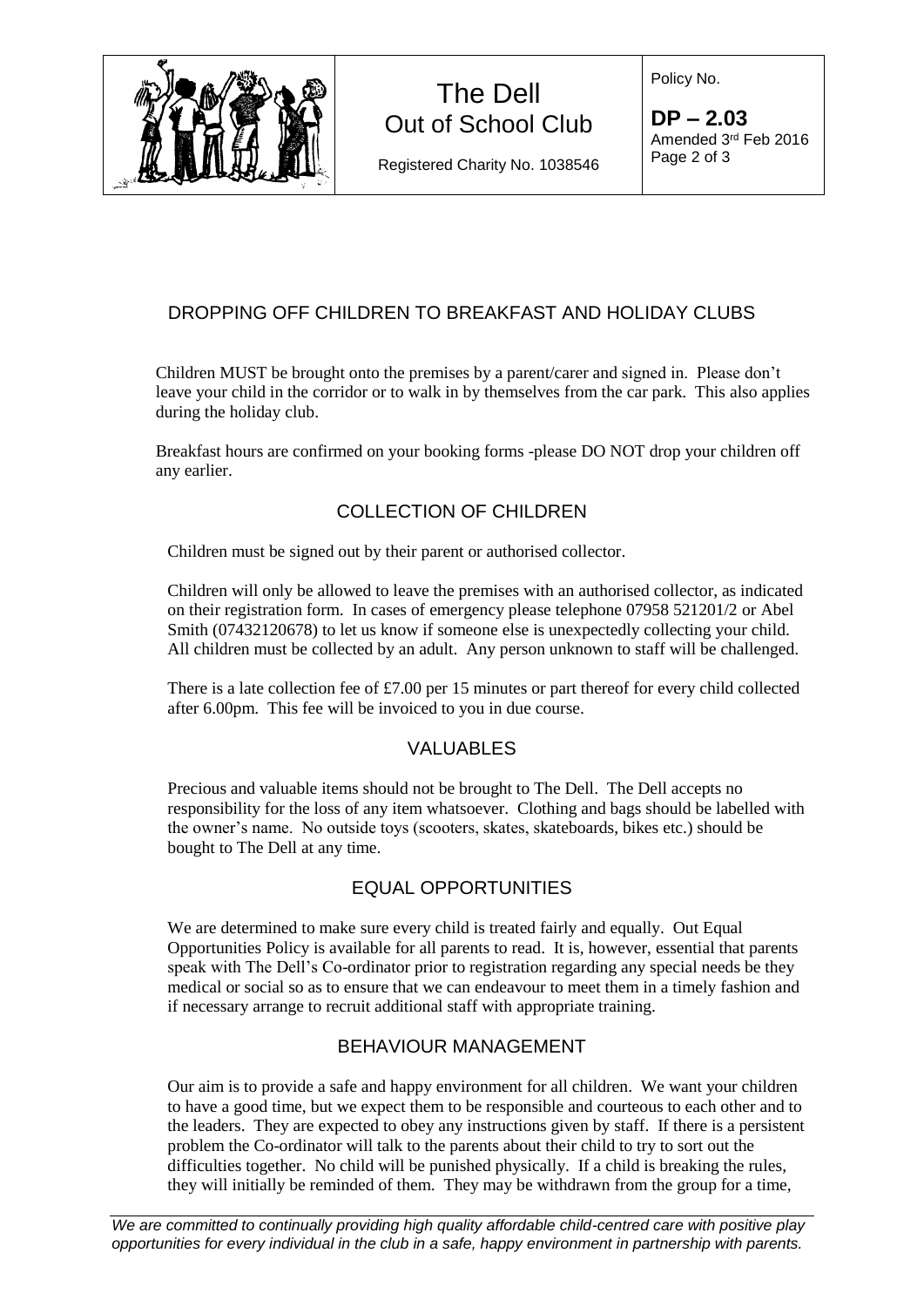## DROPPING OFF CHILDREN TO BREAKFAST AND HOLIDAY CLUBS

Children MUST be brought onto the premises by a parent/carer and signed in. Please don't leave your child in the corridor or to walk in by themselves from the car park. This also applies during the holiday club.

Breakfast hours are confirmed on your booking forms -please DO NOT drop your children off any earlier.

## COLLECTION OF CHILDREN

Children must be signed out by their parent or authorised collector.

Children will only be allowed to leave the premises with an authorised collector, as indicated on their registration form. In cases of emergency please telephone 07958 521201/2 or Abel Smith (07432120678) to let us know if someone else is unexpectedly collecting your child. All children must be collected by an adult. Any person unknown to staff will be challenged.

There is a late collection fee of £7.00 per 15 minutes or part thereof for every child collected after 6.00pm. This fee will be invoiced to you in due course.

## VALUABLES

Precious and valuable items should not be brought to The Dell. The Dell accepts no responsibility for the loss of any item whatsoever. Clothing and bags should be labelled with the owner's name. No outside toys (scooters, skates, skateboards, bikes etc.) should be bought to The Dell at any time.

## EQUAL OPPORTUNITIES

We are determined to make sure every child is treated fairly and equally. Out Equal Opportunities Policy is available for all parents to read. It is, however, essential that parents speak with The Dell's Co-ordinator prior to registration regarding any special needs be they medical or social so as to ensure that we can endeavour to meet them in a timely fashion and if necessary arrange to recruit additional staff with appropriate training.

## BEHAVIOUR MANAGEMENT

Our aim is to provide a safe and happy environment for all children. We want your children to have a good time, but we expect them to be responsible and courteous to each other and to the leaders. They are expected to obey any instructions given by staff. If there is a persistent problem the Co-ordinator will talk to the parents about their child to try to sort out the difficulties together. No child will be punished physically. If a child is breaking the rules, they will initially be reminded of them. They may be withdrawn from the group for a time,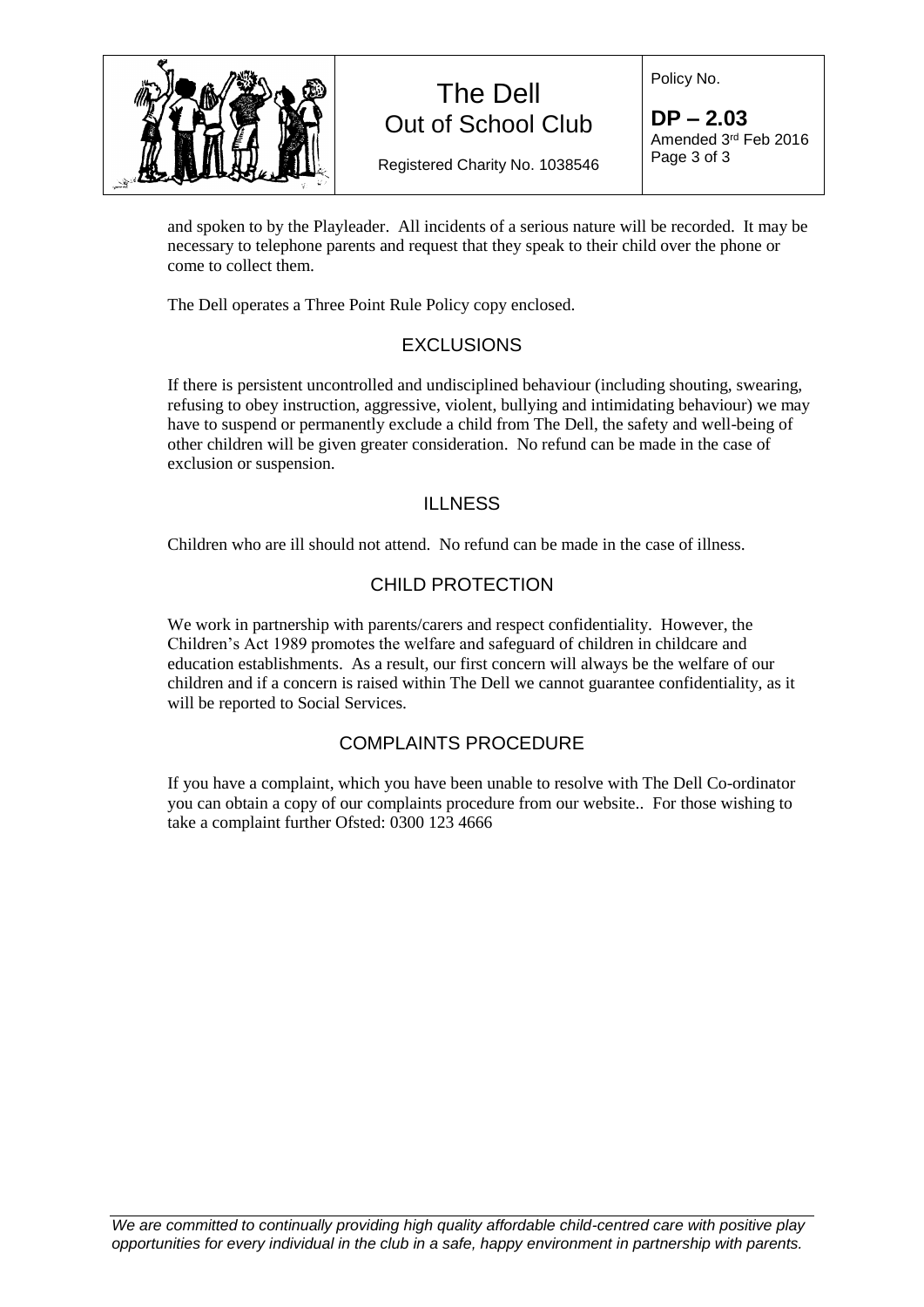and spoken to by the Playleader. All incidents of a serious nature will be recorded. It may be necessary to telephone parents and request that they speak to their child over the phone or come to collect them.

The Dell operates a Three Point Rule Policy copy enclosed.

## EXCLUSIONS

If there is persistent uncontrolled and undisciplined behaviour (including shouting, swearing, refusing to obey instruction, aggressive, violent, bullying and intimidating behaviour) we may have to suspend or permanently exclude a child from The Dell, the safety and well-being of other children will be given greater consideration. No refund can be made in the case of exclusion or suspension.

## ILLNESS

Children who are ill should not attend. No refund can be made in the case of illness.

## CHILD PROTECTION

We work in partnership with parents/carers and respect confidentiality. However, the Children's Act 1989 promotes the welfare and safeguard of children in childcare and education establishments. As a result, our first concern will always be the welfare of our children and if a concern is raised within The Dell we cannot guarantee confidentiality, as it will be reported to Social Services.

## COMPLAINTS PROCEDURE

If you have a complaint, which you have been unable to resolve with The Dell Co-ordinator you can obtain a copy of our complaints procedure from our website.. For those wishing to take a complaint further Ofsted: 0300 123 4666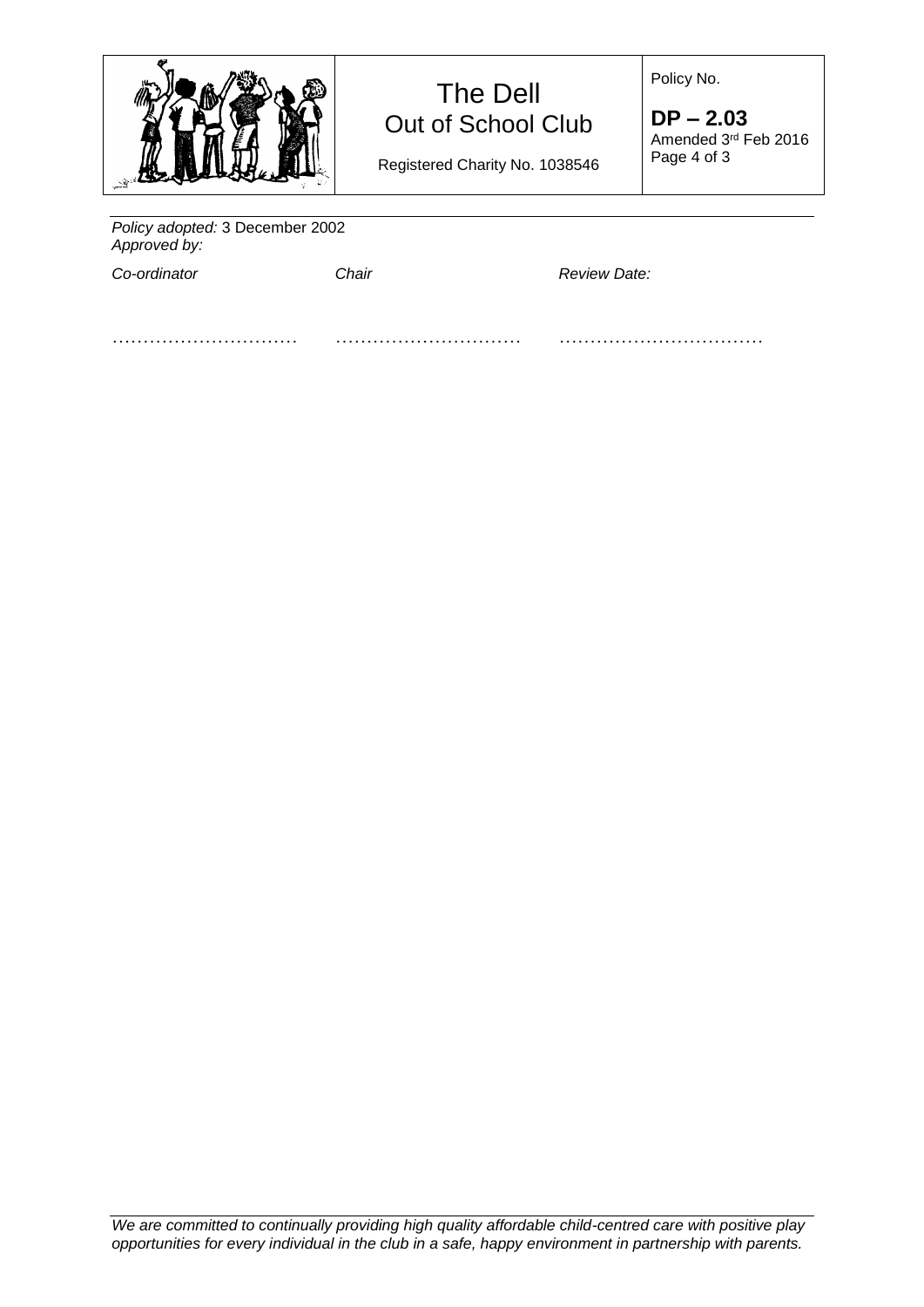*Policy adopted:* 3 December 2002
*Approved by:*

| | | |
|---|---|---|
| *Co-ordinator* | *Chair* | *Review Date:* |
| ………………………… | ………………………… | …………………………… |